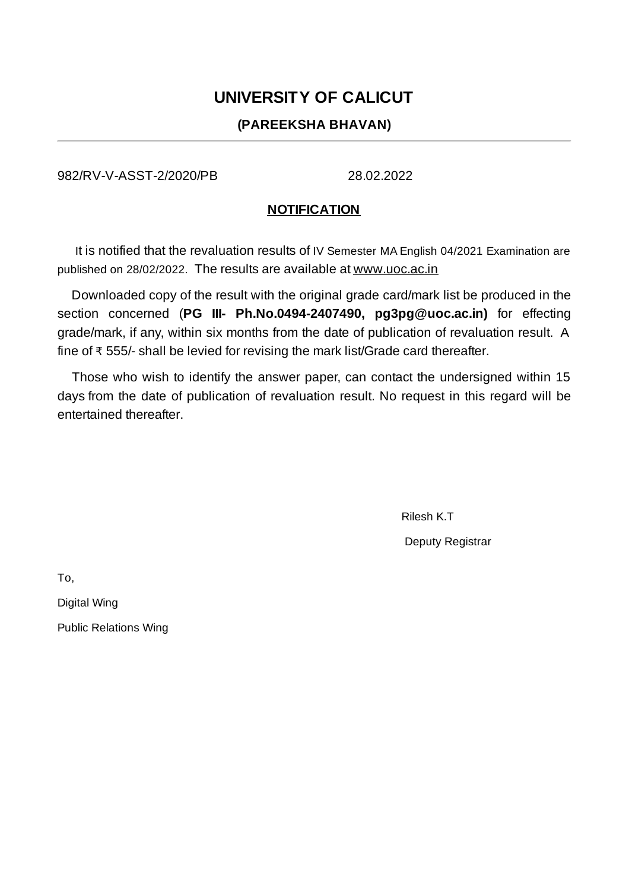# UNIVERSITY OF CALICUT

## (PAREEKSHA BHAVAN)

---

982/RV-V-ASST-2/2020/PB 28.02.2022

**NOTIFICATION**

It is notified that the revaluation results of IV Semester MA English 04/2021 Examination are published on 28/02/2022. The results are available at www.uoc.ac.in

Downloaded copy of the result with the original grade card/mark list be produced in the section concerned (**PG III- Ph.No.0494-2407490, pg3pg@uoc.ac.in)** for effecting grade/mark, if any, within six months from the date of publication of revaluation result. A fine of ₹ 555/- shall be levied for revising the mark list/Grade card thereafter.

Those who wish to identify the answer paper, can contact the undersigned within 15 days from the date of publication of revaluation result. No request in this regard will be entertained thereafter.

Rilesh K.T

Deputy Registrar

To,

Digital Wing

Public Relations Wing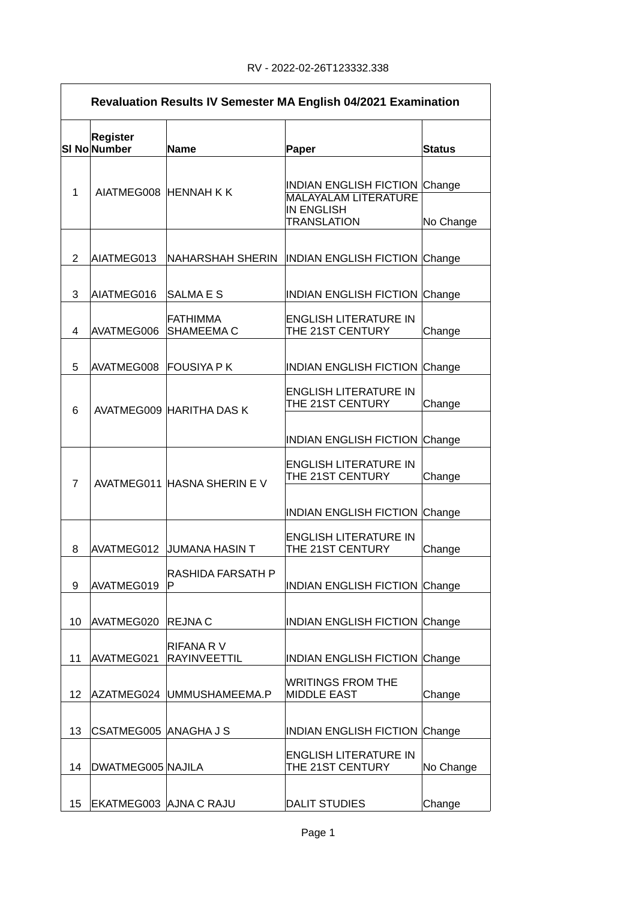RV - 2022-02-26T123332.338

| Revaluation Results IV Semester MA English 04/2021 Examination | | | | |
|---|---|---|---|---|
| Sl No | Register Number | Name | Paper | Status |
| 1 | AIATMEG008 | HENNAH K K | INDIAN ENGLISH FICTION | Change |
| | | | MALAYALAM LITERATURE IN ENGLISH TRANSLATION | No Change |
| 2 | AIATMEG013 | NAHARSHAH SHERIN | INDIAN ENGLISH FICTION | Change |
| 3 | AIATMEG016 | SALMA E S | INDIAN ENGLISH FICTION | Change |
| 4 | AVATMEG006 | FATHIMMA SHAMEEMA C | ENGLISH LITERATURE IN THE 21ST CENTURY | Change |
| 5 | AVATMEG008 | FOUSIYA P K | INDIAN ENGLISH FICTION | Change |
| 6 | AVATMEG009 | HARITHA DAS K | ENGLISH LITERATURE IN THE 21ST CENTURY | Change |
| | | | INDIAN ENGLISH FICTION | Change |
| 7 | AVATMEG011 | HASNA SHERIN E V | ENGLISH LITERATURE IN THE 21ST CENTURY | Change |
| | | | INDIAN ENGLISH FICTION | Change |
| 8 | AVATMEG012 | JUMANA HASIN T | ENGLISH LITERATURE IN THE 21ST CENTURY | Change |
| 9 | AVATMEG019 | RASHIDA FARSATH P P | INDIAN ENGLISH FICTION | Change |
| 10 | AVATMEG020 | REJNA C | INDIAN ENGLISH FICTION | Change |
| 11 | AVATMEG021 | RIFANA R V RAYINVEETTIL | INDIAN ENGLISH FICTION | Change |
| 12 | AZATMEG024 | UMMUSHAMEEMA.P | WRITINGS FROM THE MIDDLE EAST | Change |
| 13 | CSATMEG005 | ANAGHA J S | INDIAN ENGLISH FICTION | Change |
| 14 | DWATMEG005 | NAJILA | ENGLISH LITERATURE IN THE 21ST CENTURY | No Change |
| 15 | EKATMEG003 | AJNA C RAJU | DALIT STUDIES | Change |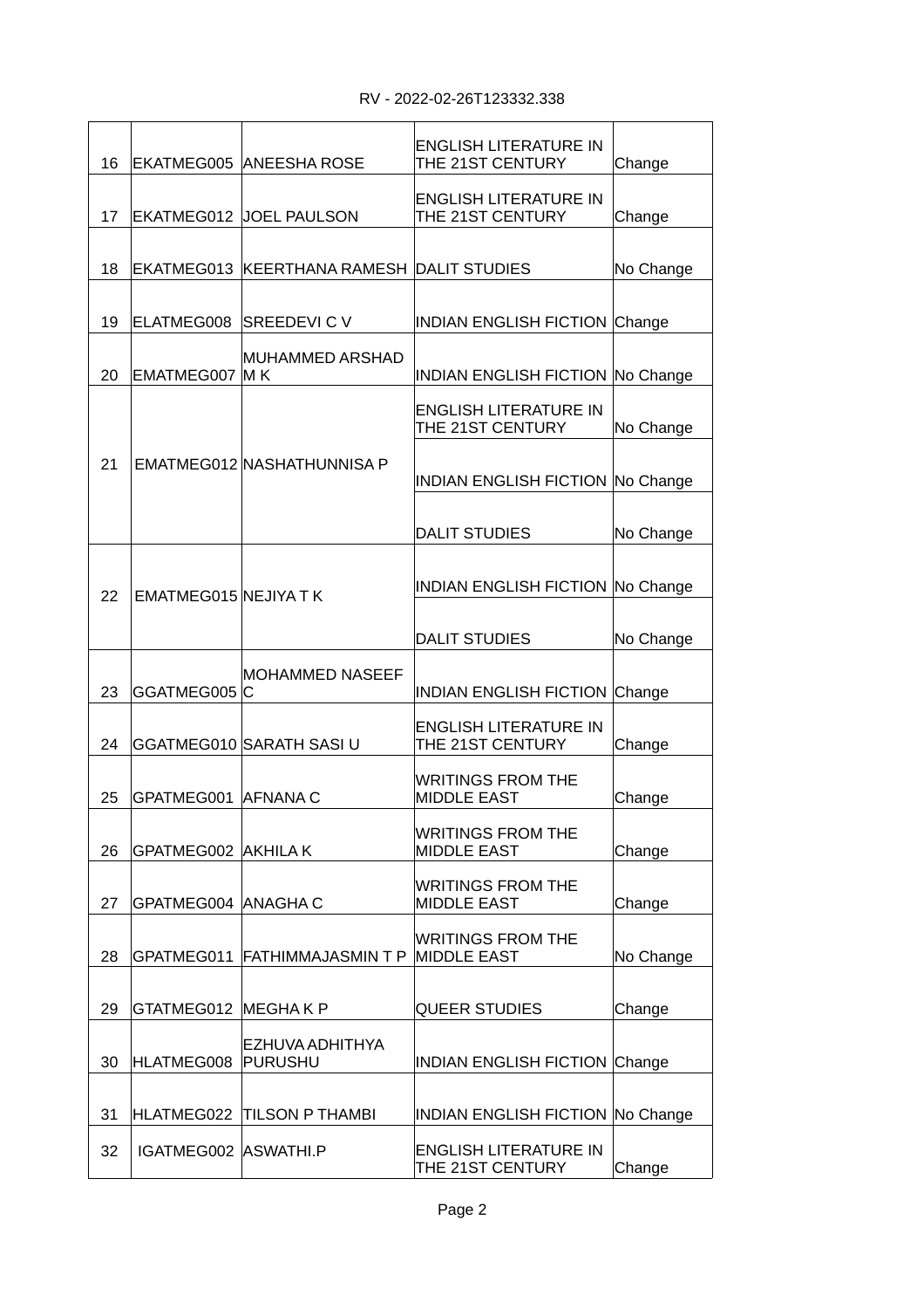RV - 2022-02-26T123332.338

| | | | | |
|---|---|---|---|---|
| 16 | EKATMEG005 | ANEESHA ROSE | ENGLISH LITERATURE IN THE 21ST CENTURY | Change |
| 17 | EKATMEG012 | JOEL PAULSON | ENGLISH LITERATURE IN THE 21ST CENTURY | Change |
| 18 | EKATMEG013 | KEERTHANA RAMESH | DALIT STUDIES | No Change |
| 19 | ELATMEG008 | SREEDEVI C V | INDIAN ENGLISH FICTION | Change |
| 20 | EMATMEG007 | MUHAMMED ARSHAD M K | INDIAN ENGLISH FICTION | No Change |
| 21 | EMATMEG012 | NASHATHUNNISA P | ENGLISH LITERATURE IN THE 21ST CENTURY | No Change |
| | | | INDIAN ENGLISH FICTION | No Change |
| | | | DALIT STUDIES | No Change |
| 22 | EMATMEG015 | NEJIYA T K | INDIAN ENGLISH FICTION | No Change |
| | | | DALIT STUDIES | No Change |
| 23 | GGATMEG005 | MOHAMMED NASEEF C | INDIAN ENGLISH FICTION | Change |
| 24 | GGATMEG010 | SARATH SASI U | ENGLISH LITERATURE IN THE 21ST CENTURY | Change |
| 25 | GPATMEG001 | AFNANA C | WRITINGS FROM THE MIDDLE EAST | Change |
| 26 | GPATMEG002 | AKHILA K | WRITINGS FROM THE MIDDLE EAST | Change |
| 27 | GPATMEG004 | ANAGHA C | WRITINGS FROM THE MIDDLE EAST | Change |
| 28 | GPATMEG011 | FATHIMMAJASMIN T P | WRITINGS FROM THE MIDDLE EAST | No Change |
| 29 | GTATMEG012 | MEGHA K P | QUEER STUDIES | Change |
| 30 | HLATMEG008 | EZHUVA ADHITHYA PURUSHU | INDIAN ENGLISH FICTION | Change |
| 31 | HLATMEG022 | TILSON P THAMBI | INDIAN ENGLISH FICTION | No Change |
| 32 | IGATMEG002 | ASWATHI.P | ENGLISH LITERATURE IN THE 21ST CENTURY | Change |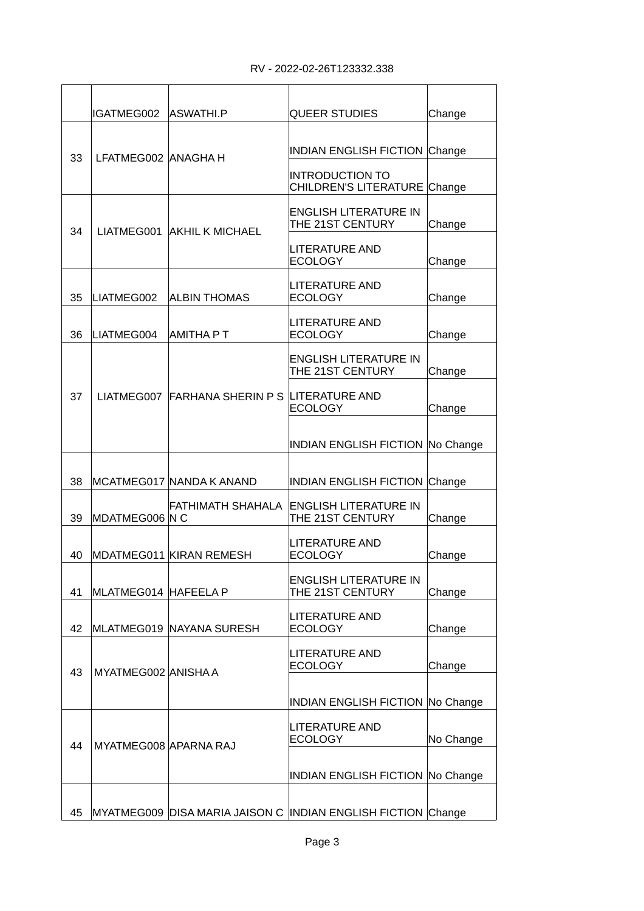RV - 2022-02-26T123332.338

| | | | | |
|---|---|---|---|---|
| | IGATMEG002 | ASWATHI.P | QUEER STUDIES | Change |
| 33 | LFATMEG002 | ANAGHA H | INDIAN ENGLISH FICTION | Change |
| | | | INTRODUCTION TO CHILDREN'S LITERATURE | Change |
| 34 | LIATMEG001 | AKHIL K MICHAEL | ENGLISH LITERATURE IN THE 21ST CENTURY | Change |
| | | | LITERATURE AND ECOLOGY | Change |
| 35 | LIATMEG002 | ALBIN THOMAS | LITERATURE AND ECOLOGY | Change |
| 36 | LIATMEG004 | AMITHA P T | LITERATURE AND ECOLOGY | Change |
| 37 | LIATMEG007 | FARHANA SHERIN P S | ENGLISH LITERATURE IN THE 21ST CENTURY | Change |
| | | | LITERATURE AND ECOLOGY | Change |
| | | | INDIAN ENGLISH FICTION | No Change |
| 38 | MCATMEG017 | NANDA K ANAND | INDIAN ENGLISH FICTION | Change |
| 39 | MDATMEG006 | FATHIMATH SHAHALA N C | ENGLISH LITERATURE IN THE 21ST CENTURY | Change |
| 40 | MDATMEG011 | KIRAN REMESH | LITERATURE AND ECOLOGY | Change |
| 41 | MLATMEG014 | HAFEELA P | ENGLISH LITERATURE IN THE 21ST CENTURY | Change |
| 42 | MLATMEG019 | NAYANA SURESH | LITERATURE AND ECOLOGY | Change |
| 43 | MYATMEG002 | ANISHA A | LITERATURE AND ECOLOGY | Change |
| | | | INDIAN ENGLISH FICTION | No Change |
| 44 | MYATMEG008 | APARNA RAJ | LITERATURE AND ECOLOGY | No Change |
| | | | INDIAN ENGLISH FICTION | No Change |
| 45 | MYATMEG009 | DISA MARIA JAISON C | INDIAN ENGLISH FICTION | Change |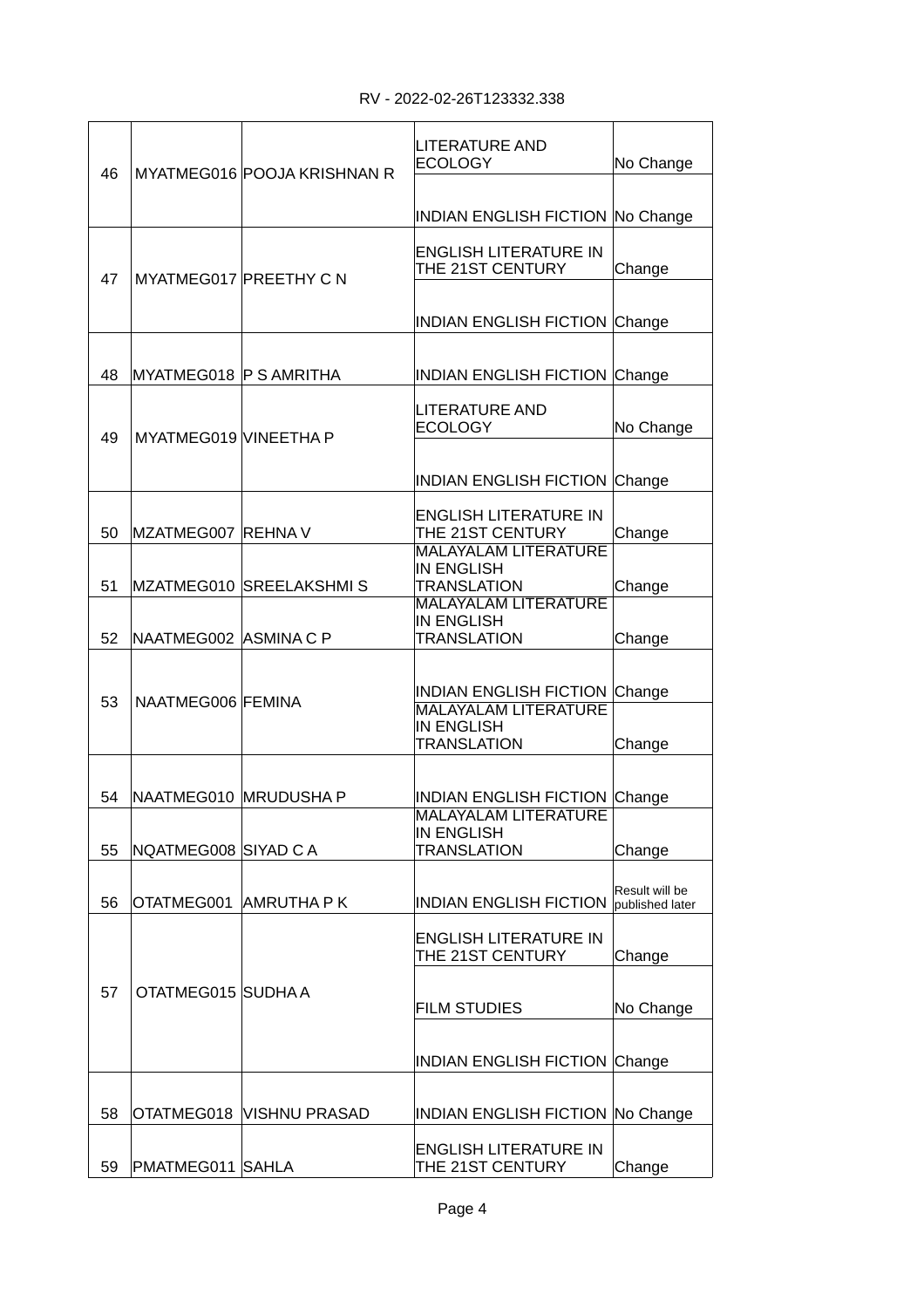RV - 2022-02-26T123332.338

| | | | | |
|---|---|---|---|---|
| 46 | MYATMEG016 | POOJA KRISHNAN R | LITERATURE AND ECOLOGY | No Change |
| | | | INDIAN ENGLISH FICTION | No Change |
| 47 | MYATMEG017 | PREETHY C N | ENGLISH LITERATURE IN THE 21ST CENTURY | Change |
| | | | INDIAN ENGLISH FICTION | Change |
| 48 | MYATMEG018 | P S AMRITHA | INDIAN ENGLISH FICTION | Change |
| 49 | MYATMEG019 | VINEETHA P | LITERATURE AND ECOLOGY | No Change |
| | | | INDIAN ENGLISH FICTION | Change |
| 50 | MZATMEG007 | REHNA V | ENGLISH LITERATURE IN THE 21ST CENTURY | Change |
| 51 | MZATMEG010 | SREELAKSHMI S | MALAYALAM LITERATURE IN ENGLISH TRANSLATION | Change |
| 52 | NAATMEG002 | ASMINA C P | MALAYALAM LITERATURE IN ENGLISH TRANSLATION | Change |
| 53 | NAATMEG006 | FEMINA | INDIAN ENGLISH FICTION | Change |
| | | | MALAYALAM LITERATURE IN ENGLISH TRANSLATION | Change |
| 54 | NAATMEG010 | MRUDUSHA P | INDIAN ENGLISH FICTION | Change |
| 55 | NQATMEG008 | SIYAD C A | MALAYALAM LITERATURE IN ENGLISH TRANSLATION | Change |
| 56 | OTATMEG001 | AMRUTHA P K | INDIAN ENGLISH FICTION | Result will be published later |
| 57 | OTATMEG015 | SUDHA A | ENGLISH LITERATURE IN THE 21ST CENTURY | Change |
| | | | FILM STUDIES | No Change |
| | | | INDIAN ENGLISH FICTION | Change |
| 58 | OTATMEG018 | VISHNU PRASAD | INDIAN ENGLISH FICTION | No Change |
| 59 | PMATMEG011 | SAHLA | ENGLISH LITERATURE IN THE 21ST CENTURY | Change |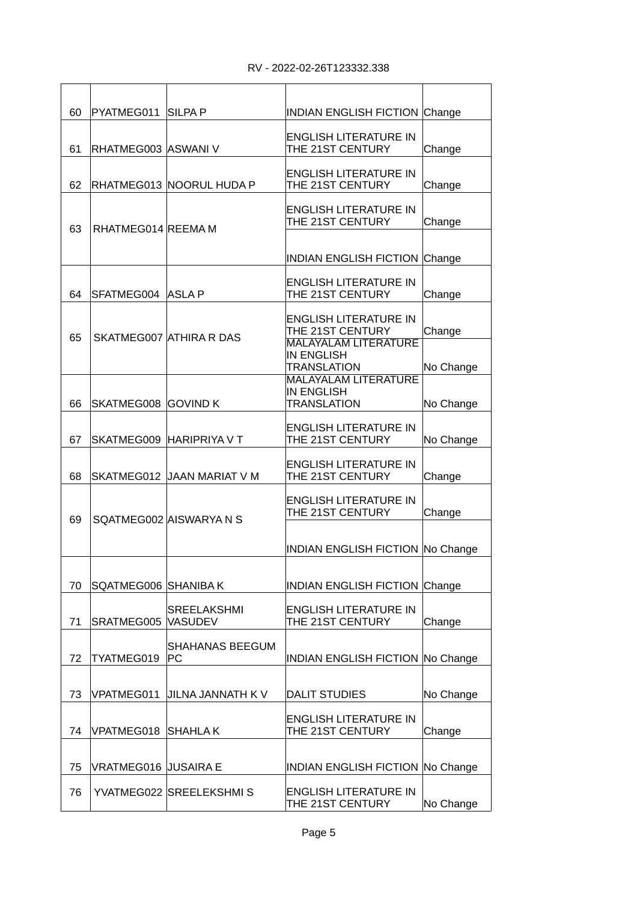RV - 2022-02-26T123332.338

| | | | | |
|---|---|---|---|---|
| 60 | PYATMEG011 | SILPA P | INDIAN ENGLISH FICTION | Change |
| 61 | RHATMEG003 | ASWANI V | ENGLISH LITERATURE IN THE 21ST CENTURY | Change |
| 62 | RHATMEG013 | NOORUL HUDA P | ENGLISH LITERATURE IN THE 21ST CENTURY | Change |
| 63 | RHATMEG014 | REEMA M | ENGLISH LITERATURE IN THE 21ST CENTURY | Change |
| | | | INDIAN ENGLISH FICTION | Change |
| 64 | SFATMEG004 | ASLA P | ENGLISH LITERATURE IN THE 21ST CENTURY | Change |
| 65 | SKATMEG007 | ATHIRA R DAS | ENGLISH LITERATURE IN THE 21ST CENTURY | Change |
| | | | MALAYALAM LITERATURE IN ENGLISH TRANSLATION | No Change |
| 66 | SKATMEG008 | GOVIND K | MALAYALAM LITERATURE IN ENGLISH TRANSLATION | No Change |
| 67 | SKATMEG009 | HARIPRIYA V T | ENGLISH LITERATURE IN THE 21ST CENTURY | No Change |
| 68 | SKATMEG012 | JAAN MARIAT V M | ENGLISH LITERATURE IN THE 21ST CENTURY | Change |
| 69 | SQATMEG002 | AISWARYA N S | ENGLISH LITERATURE IN THE 21ST CENTURY | Change |
| | | | INDIAN ENGLISH FICTION | No Change |
| 70 | SQATMEG006 | SHANIBA K | INDIAN ENGLISH FICTION | Change |
| 71 | SRATMEG005 | SREELAKSHMI VASUDEV | ENGLISH LITERATURE IN THE 21ST CENTURY | Change |
| 72 | TYATMEG019 | SHAHANAS BEEGUM PC | INDIAN ENGLISH FICTION | No Change |
| 73 | VPATMEG011 | JILNA JANNATH K V | DALIT STUDIES | No Change |
| 74 | VPATMEG018 | SHAHLA K | ENGLISH LITERATURE IN THE 21ST CENTURY | Change |
| 75 | VRATMEG016 | JUSAIRA E | INDIAN ENGLISH FICTION | No Change |
| 76 | YVATMEG022 | SREELEKSHMI S | ENGLISH LITERATURE IN THE 21ST CENTURY | No Change |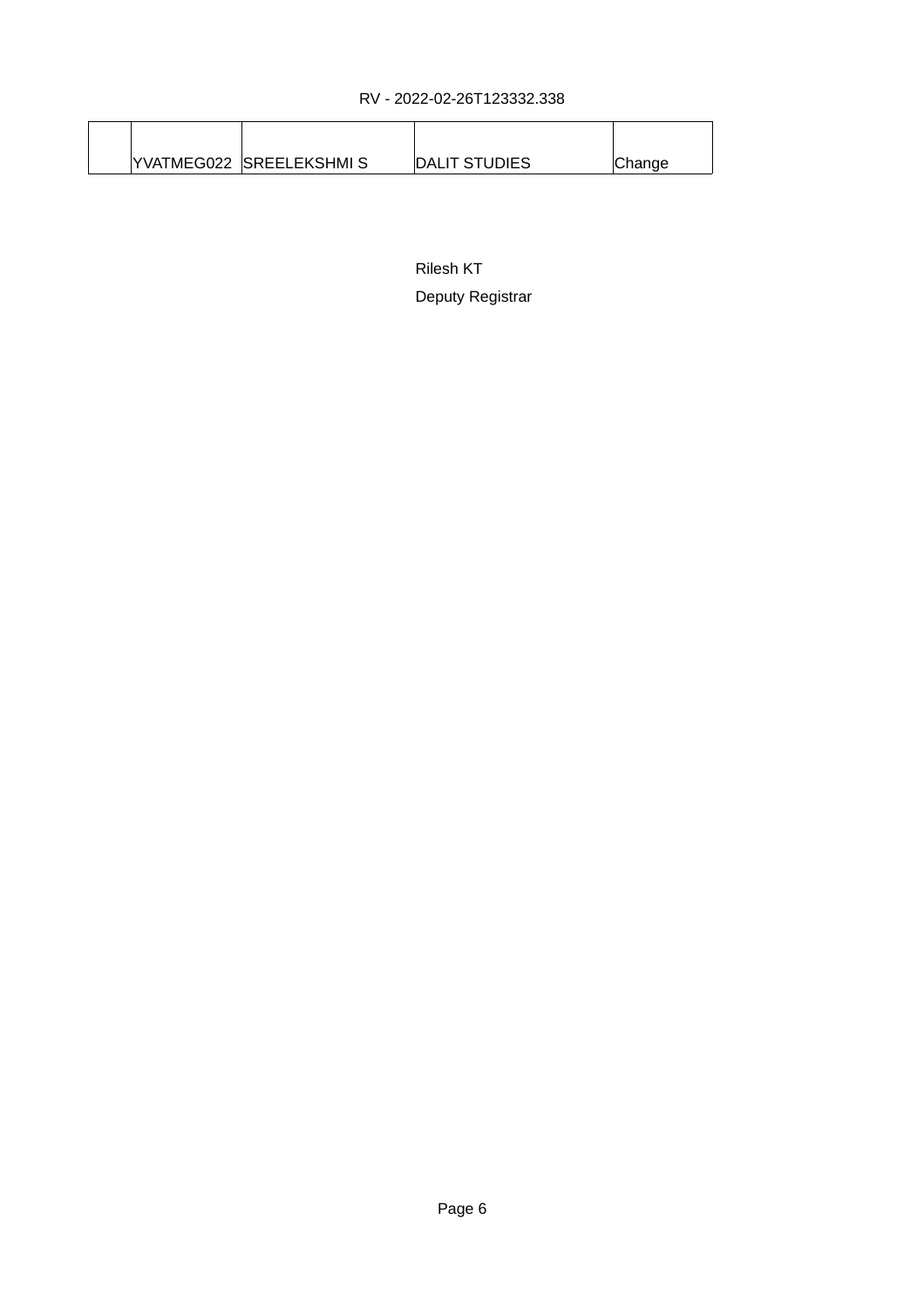RV - 2022-02-26T123332.338

| | | | | |
|---|---|---|---|---|
| | YVATMEG022 | SREELEKSHMI S | DALIT STUDIES | Change |

Rilesh KT

Deputy Registrar